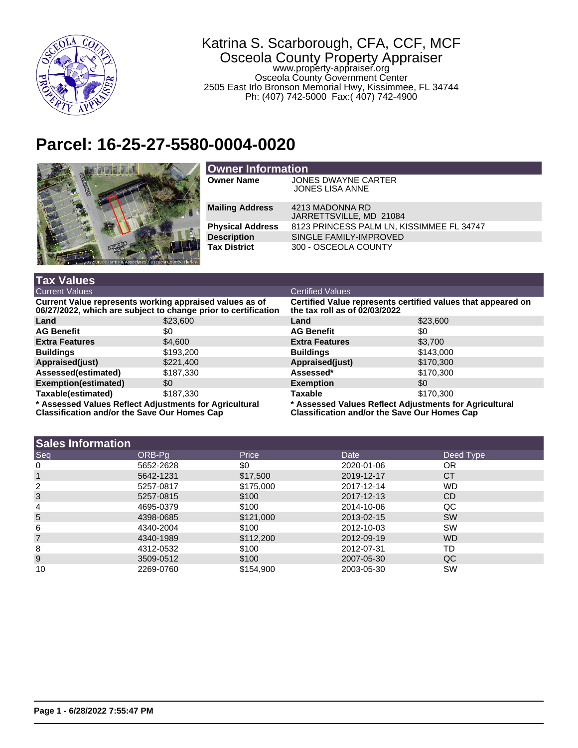Katrina S. Scarborough, CFA, CCF, MCF
Osceola County Property Appraiser
www.property-appraiser.org
Osceola County Government Center
2505 East Irlo Bronson Memorial Hwy, Kissimmee, FL 34744
Ph: (407) 742-5000 Fax:( 407) 742-4900

# Parcel: 16-25-27-5580-0004-0020

## Owner Information

| | |
|---|---|
| **Owner Name** | JONES DWAYNE CARTER<br>JONES LISA ANNE |
| **Mailing Address** | 4213 MADONNA RD<br>JARRETTSVILLE, MD 21084 |
| **Physical Address** | 8123 PRINCESS PALM LN, KISSIMMEE FL 34747 |
| **Description** | SINGLE FAMILY-IMPROVED |
| **Tax District** | 300 - OSCEOLA COUNTY |

## Tax Values

| Current Values | | Certified Values | |
|---|---|---|---|
| **Current Value represents working appraised values as of 06/27/2022, which are subject to change prior to certification** | | **Certified Value represents certified values that appeared on the tax roll as of 02/03/2022** | |
| **Land** | $23,600 | **Land** | $23,600 |
| **AG Benefit** | $0 | **AG Benefit** | $0 |
| **Extra Features** | $4,600 | **Extra Features** | $3,700 |
| **Buildings** | $193,200 | **Buildings** | $143,000 |
| **Appraised(just)** | $221,400 | **Appraised(just)** | $170,300 |
| **Assessed(estimated)** | $187,330 | **Assessed*** | $170,300 |
| **Exemption(estimated)** | $0 | **Exemption** | $0 |
| **Taxable(estimated)** | $187,330 | **Taxable** | $170,300 |

**\* Assessed Values Reflect Adjustments for Agricultural Classification and/or the Save Our Homes Cap** (Current Values)

**\* Assessed Values Reflect Adjustments for Agricultural Classification and/or the Save Our Homes Cap** (Certified Values)

## Sales Information

| Seq | ORB-Pg | Price | Date | Deed Type |
|---|---|---|---|---|
| 0 | 5652-2628 | $0 | 2020-01-06 | OR |
| 1 | 5642-1231 | $17,500 | 2019-12-17 | CT |
| 2 | 5257-0817 | $175,000 | 2017-12-14 | WD |
| 3 | 5257-0815 | $100 | 2017-12-13 | CD |
| 4 | 4695-0379 | $100 | 2014-10-06 | QC |
| 5 | 4398-0685 | $121,000 | 2013-02-15 | SW |
| 6 | 4340-2004 | $100 | 2012-10-03 | SW |
| 7 | 4340-1989 | $112,200 | 2012-09-19 | WD |
| 8 | 4312-0532 | $100 | 2012-07-31 | TD |
| 9 | 3509-0512 | $100 | 2007-05-30 | QC |
| 10 | 2269-0760 | $154,900 | 2003-05-30 | SW |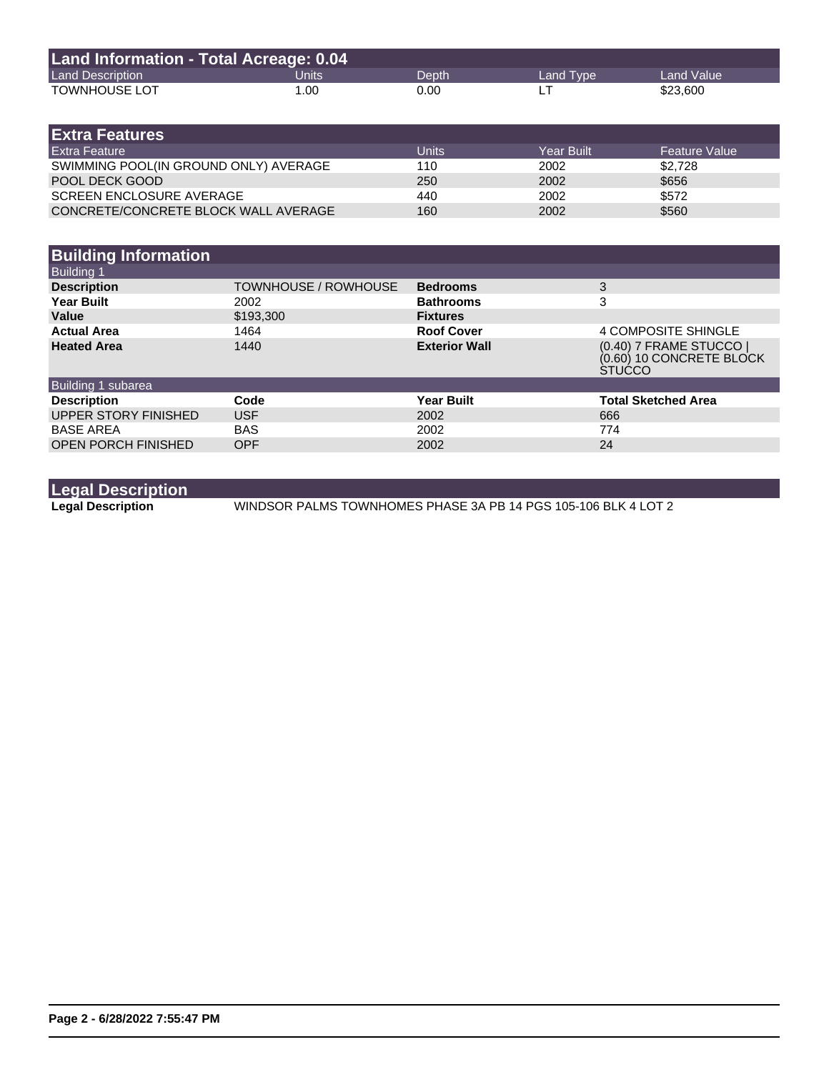## Land Information - Total Acreage: 0.04

| Land Description | Units | Depth | Land Type | Land Value |
|---|---|---|---|---|
| TOWNHOUSE LOT | 1.00 | 0.00 | LT | $23,600 |

## Extra Features

| Extra Feature | Units | Year Built | Feature Value |
|---|---|---|---|
| SWIMMING POOL(IN GROUND ONLY) AVERAGE | 110 | 2002 | $2,728 |
| POOL DECK GOOD | 250 | 2002 | $656 |
| SCREEN ENCLOSURE AVERAGE | 440 | 2002 | $572 |
| CONCRETE/CONCRETE BLOCK WALL AVERAGE | 160 | 2002 | $560 |

## Building Information

**Building 1**

| | | | |
|---|---|---|---|
| **Description** | TOWNHOUSE / ROWHOUSE | **Bedrooms** | 3 |
| **Year Built** | 2002 | **Bathrooms** | 3 |
| **Value** | $193,300 | **Fixtures** | |
| **Actual Area** | 1464 | **Roof Cover** | 4 COMPOSITE SHINGLE |
| **Heated Area** | 1440 | **Exterior Wall** | (0.40) 7 FRAME STUCCO \| (0.60) 10 CONCRETE BLOCK STUCCO |

**Building 1 subarea**

| Description | Code | Year Built | Total Sketched Area |
|---|---|---|---|
| UPPER STORY FINISHED | USF | 2002 | 666 |
| BASE AREA | BAS | 2002 | 774 |
| OPEN PORCH FINISHED | OPF | 2002 | 24 |

## Legal Description

**Legal Description** WINDSOR PALMS TOWNHOMES PHASE 3A PB 14 PGS 105-106 BLK 4 LOT 2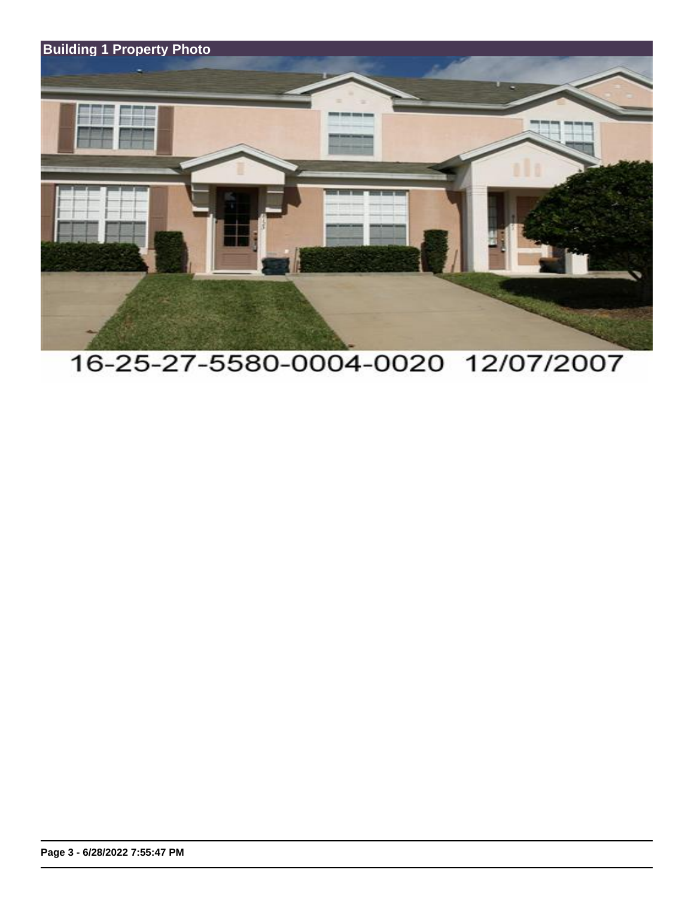## Building 1 Property Photo

16-25-27-5580-0004-0020 12/07/2007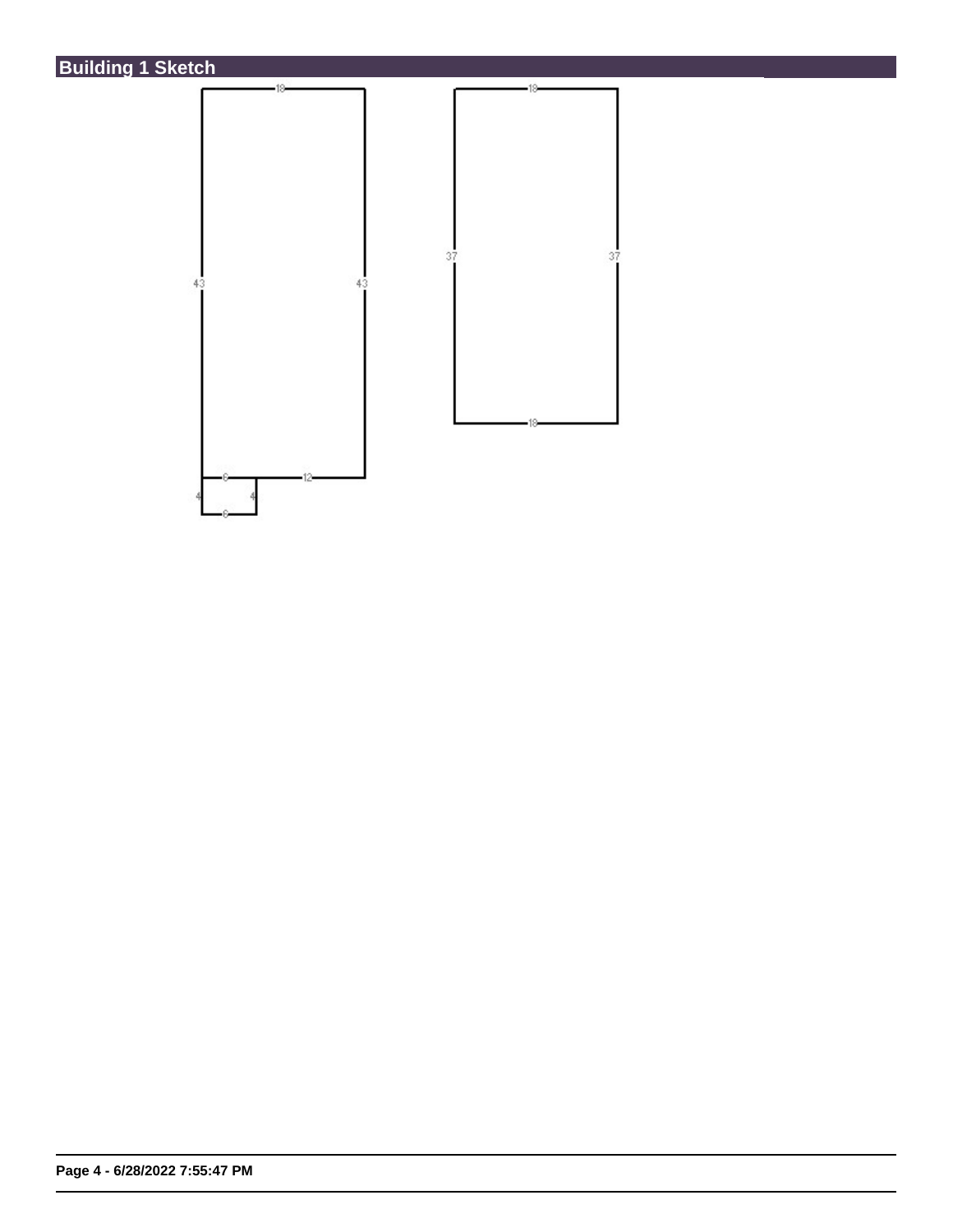## Building 1 Sketch

18

43

43

6

12

4

4

6

18

37

37

18